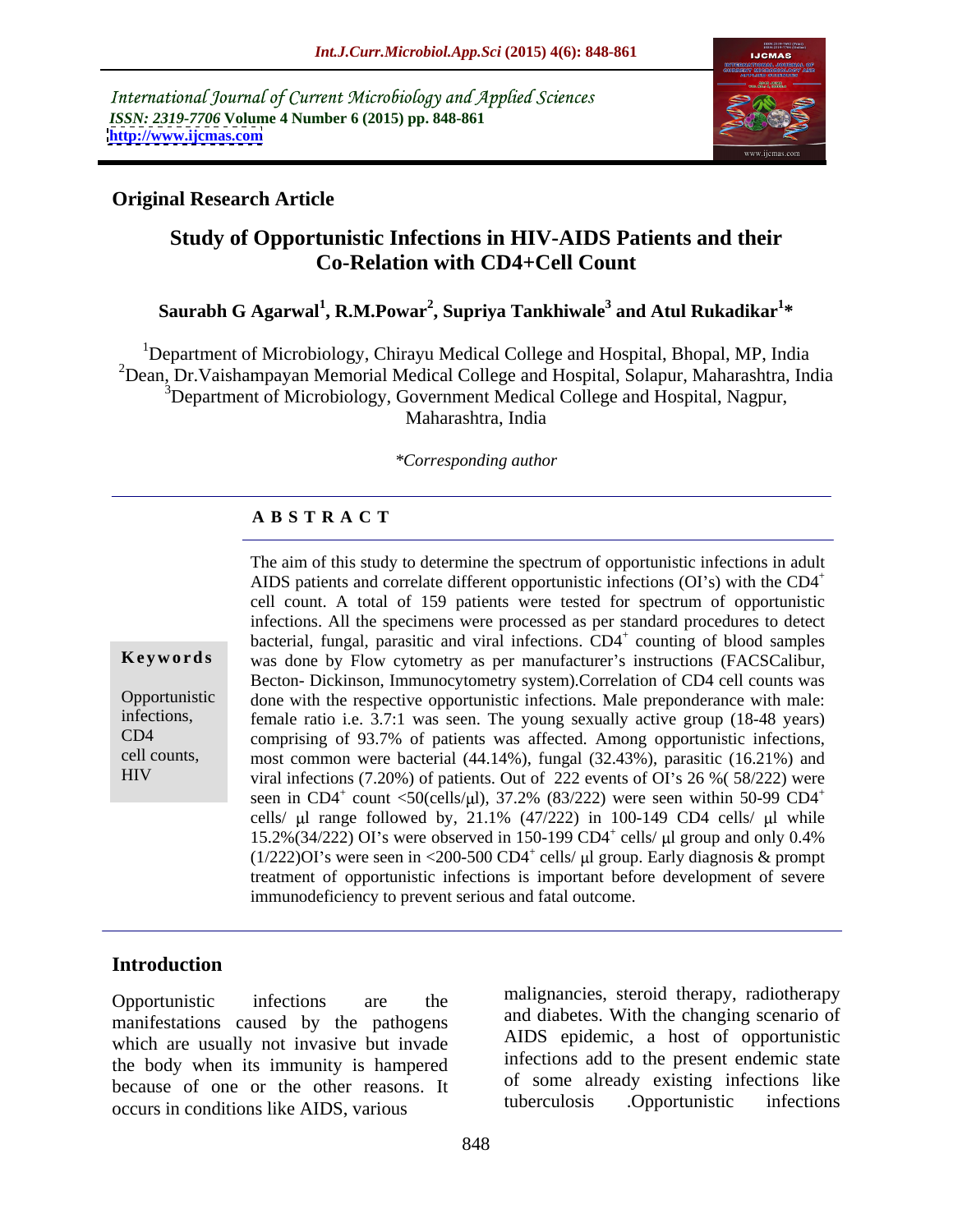International Journal of Current Microbiology and Applied Sciences
*ISSN: 2319-7706* **Volume 4 Number 6 (2015) pp. 848-861**
**http://www.ijcmas.com**

**Original Research Article**

# Study of Opportunistic Infections in HIV-AIDS Patients and their Co-Relation with CD4+Cell Count

**Saurabh G Agarwal[1], R.M.Powar[2], Supriya Tankhiwale[3] and Atul Rukadikar[1]***

[1]Department of Microbiology, Chirayu Medical College and Hospital, Bhopal, MP, India
[2]Dean, Dr.Vaishampayan Memorial Medical College and Hospital, Solapur, Maharashtra, India
[3]Department of Microbiology, Government Medical College and Hospital, Nagpur, Maharashtra, India

*\*Corresponding author*

## A B S T R A C T

**Keywords**

Opportunistic infections, CD4 cell counts, HIV

The aim of this study to determine the spectrum of opportunistic infections in adult AIDS patients and correlate different opportunistic infections (OI's) with the $CD4^+$ cell count. A total of 159 patients were tested for spectrum of opportunistic infections. All the specimens were processed as per standard procedures to detect bacterial, fungal, parasitic and viral infections. $CD4^+$ counting of blood samples was done by Flow cytometry as per manufacturer's instructions (FACSCalibur, Becton- Dickinson, Immunocytometry system).Correlation of CD4 cell counts was done with the respective opportunistic infections. Male preponderance with male: female ratio i.e. 3.7:1 was seen. The young sexually active group (18-48 years) comprising of 93.7% of patients was affected. Among opportunistic infections, most common were bacterial (44.14%), fungal (32.43%), parasitic (16.21%) and viral infections (7.20%) of patients. Out of 222 events of OI's 26 %( 58/222) were seen in $CD4^+$ count <50(cells/μl), 37.2% (83/222) were seen within 50-99 $CD4^+$ cells/ μl range followed by, 21.1% (47/222) in 100-149 CD4 cells/ μl while 15.2%(34/222) OI's were observed in 150-199 $CD4^+$ cells/ μl group and only 0.4% (1/222)OI's were seen in <200-500 $CD4^+$ cells/ μl group. Early diagnosis & prompt treatment of opportunistic infections is important before development of severe immunodeficiency to prevent serious and fatal outcome.

## Introduction

Opportunistic infections are the manifestations caused by the pathogens which are usually not invasive but invade the body when its immunity is hampered because of one or the other reasons. It occurs in conditions like AIDS, various malignancies, steroid therapy, radiotherapy and diabetes. With the changing scenario of AIDS epidemic, a host of opportunistic infections add to the present endemic state of some already existing infections like tuberculosis .Opportunistic infections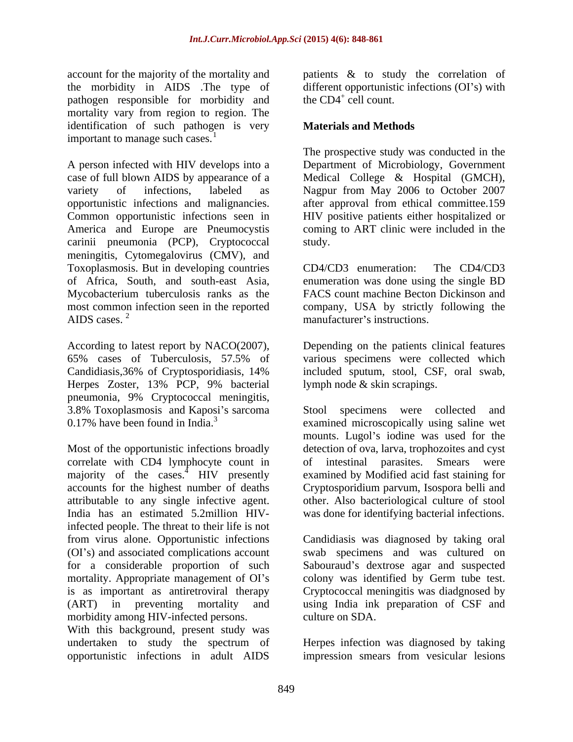account for the majority of the mortality and the morbidity in AIDS .The type of pathogen responsible for morbidity and mortality vary from region to region. The identification of such pathogen is very important to manage such cases.[1]

A person infected with HIV develops into a case of full blown AIDS by appearance of a variety of infections, labeled as opportunistic infections and malignancies. Common opportunistic infections seen in America and Europe are Pneumocystis carinii pneumonia (PCP), Cryptococcal meningitis, Cytomegalovirus (CMV), and Toxoplasmosis. But in developing countries of Africa, South, and south-east Asia, Mycobacterium tuberculosis ranks as the most common infection seen in the reported AIDS cases. [2]

According to latest report by NACO(2007), 65% cases of Tuberculosis, 57.5% of Candidiasis,36% of Cryptosporidiasis, 14% Herpes Zoster, 13% PCP, 9% bacterial pneumonia, 9% Cryptococcal meningitis, 3.8% Toxoplasmosis and Kaposi's sarcoma 0.17% have been found in India.[3]

Most of the opportunistic infections broadly correlate with CD4 lymphocyte count in majority of the cases.[4] HIV presently accounts for the highest number of deaths attributable to any single infective agent. India has an estimated 5.2million HIV-infected people. The threat to their life is not from virus alone. Opportunistic infections (OI's) and associated complications account for a considerable proportion of such mortality. Appropriate management of OI's is as important as antiretroviral therapy (ART) in preventing mortality and morbidity among HIV-infected persons.
With this background, present study was undertaken to study the spectrum of opportunistic infections in adult AIDS patients & to study the correlation of different opportunistic infections (OI's) with the $CD4^+$ cell count.

## Materials and Methods

The prospective study was conducted in the Department of Microbiology, Government Medical College & Hospital (GMCH), Nagpur from May 2006 to October 2007 after approval from ethical committee.159 HIV positive patients either hospitalized or coming to ART clinic were included in the study.

CD4/CD3 enumeration: The CD4/CD3 enumeration was done using the single BD FACS count machine Becton Dickinson and company, USA by strictly following the manufacturer's instructions.

Depending on the patients clinical features various specimens were collected which included sputum, stool, CSF, oral swab, lymph node & skin scrapings.

Stool specimens were collected and examined microscopically using saline wet mounts. Lugol's iodine was used for the detection of ova, larva, trophozoites and cyst of intestinal parasites. Smears were examined by Modified acid fast staining for Cryptosporidium parvum, Isospora belli and other. Also bacteriological culture of stool was done for identifying bacterial infections.

Candidiasis was diagnosed by taking oral swab specimens and was cultured on Sabouraud's dextrose agar and suspected colony was identified by Germ tube test. Cryptococcal meningitis was diadgnosed by using India ink preparation of CSF and culture on SDA.

Herpes infection was diagnosed by taking impression smears from vesicular lesions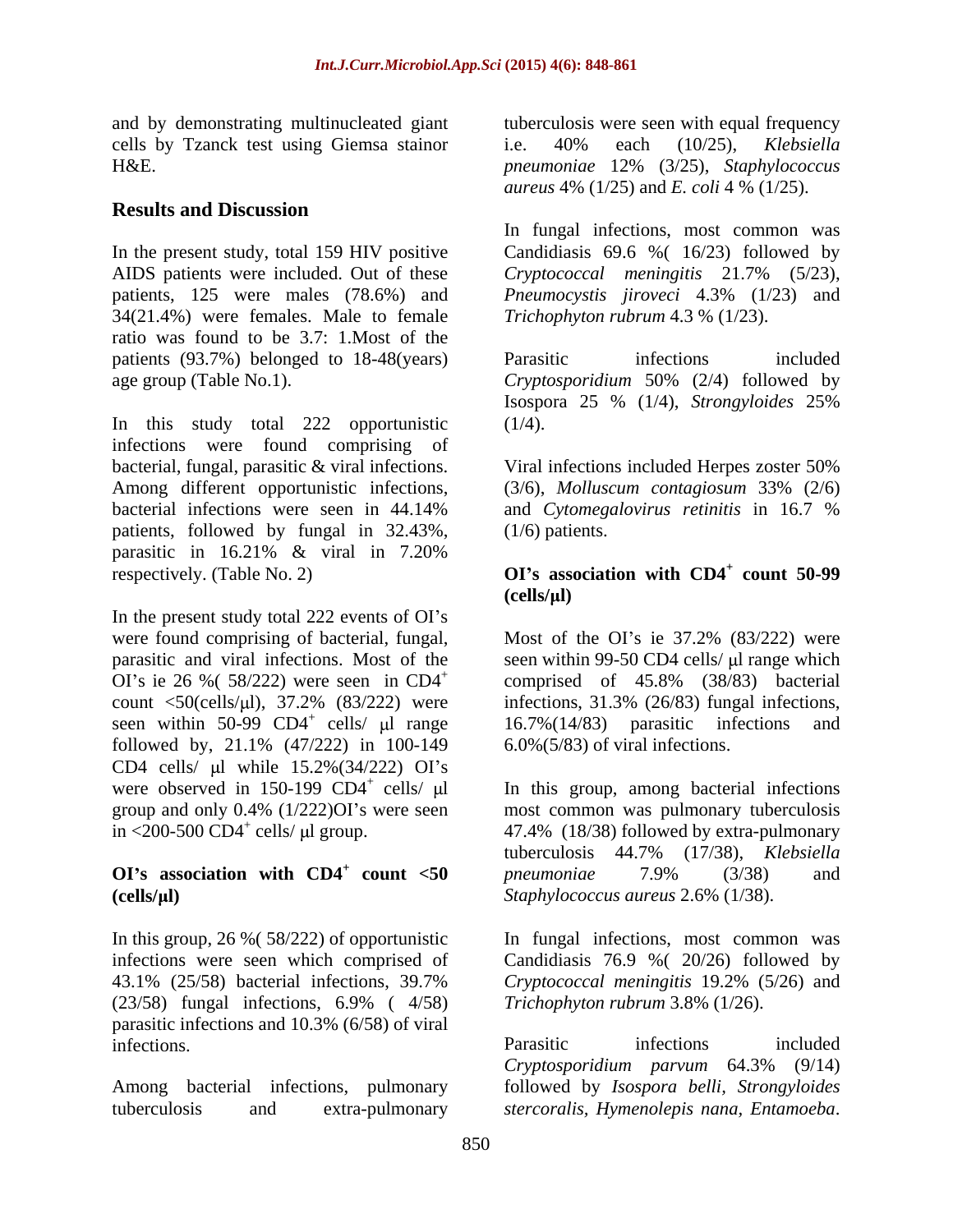and by demonstrating multinucleated giant cells by Tzanck test using Giemsa stainor H&E.

## Results and Discussion

In the present study, total 159 HIV positive AIDS patients were included. Out of these patients, 125 were males (78.6%) and 34(21.4%) were females. Male to female ratio was found to be 3.7: 1.Most of the patients (93.7%) belonged to 18-48(years) age group (Table No.1).

In this study total 222 opportunistic infections were found comprising of bacterial, fungal, parasitic & viral infections. Among different opportunistic infections, bacterial infections were seen in 44.14% patients, followed by fungal in 32.43%, parasitic in 16.21% & viral in 7.20% respectively. (Table No. 2)

In the present study total 222 events of OI's were found comprising of bacterial, fungal, parasitic and viral infections. Most of the OI's ie 26 %( 58/222) were seen in $CD4^+$ count <50(cells/µl), 37.2% (83/222) were seen within 50-99 $CD4^+$ cells/ µl range followed by, 21.1% (47/222) in 100-149 CD4 cells/ µl while 15.2%(34/222) OI's were observed in 150-199 $CD4^+$ cells/ µl group and only 0.4% (1/222)OI's were seen in <200-500 $CD4^+$ cells/ µl group.

### OI's association with $CD4^+$ count <50 (cells/µl)

In this group, 26 %( 58/222) of opportunistic infections were seen which comprised of 43.1% (25/58) bacterial infections, 39.7% (23/58) fungal infections, 6.9% ( 4/58) parasitic infections and 10.3% (6/58) of viral infections.

Among bacterial infections, pulmonary tuberculosis and extra-pulmonary tuberculosis were seen with equal frequency i.e. 40% each (10/25), *Klebsiella pneumoniae* 12% (3/25), *Staphylococcus aureus* 4% (1/25) and *E. coli* 4 % (1/25).

In fungal infections, most common was Candidiasis 69.6 %( 16/23) followed by *Cryptococcal meningitis* 21.7% (5/23), *Pneumocystis jiroveci* 4.3% (1/23) and *Trichophyton rubrum* 4.3 % (1/23).

Parasitic infections included *Cryptosporidium* 50% (2/4) followed by Isospora 25 % (1/4), *Strongyloides* 25% (1/4).

Viral infections included Herpes zoster 50% (3/6), *Molluscum contagiosum* 33% (2/6) and *Cytomegalovirus retinitis* in 16.7 % (1/6) patients.

### OI's association with $CD4^+$ count 50-99 (cells/µl)

Most of the OI's ie 37.2% (83/222) were seen within 99-50 CD4 cells/ µl range which comprised of 45.8% (38/83) bacterial infections, 31.3% (26/83) fungal infections, 16.7%(14/83) parasitic infections and 6.0%(5/83) of viral infections.

In this group, among bacterial infections most common was pulmonary tuberculosis 47.4% (18/38) followed by extra-pulmonary tuberculosis 44.7% (17/38), *Klebsiella pneumoniae* 7.9% (3/38) and *Staphylococcus aureus* 2.6% (1/38).

In fungal infections, most common was Candidiasis 76.9 %( 20/26) followed by *Cryptococcal meningitis* 19.2% (5/26) and *Trichophyton rubrum* 3.8% (1/26).

Parasitic infections included *Cryptosporidium parvum* 64.3% (9/14) followed by *Isospora belli*, *Strongyloides stercoralis*, *Hymenolepis nana*, *Entamoeba*.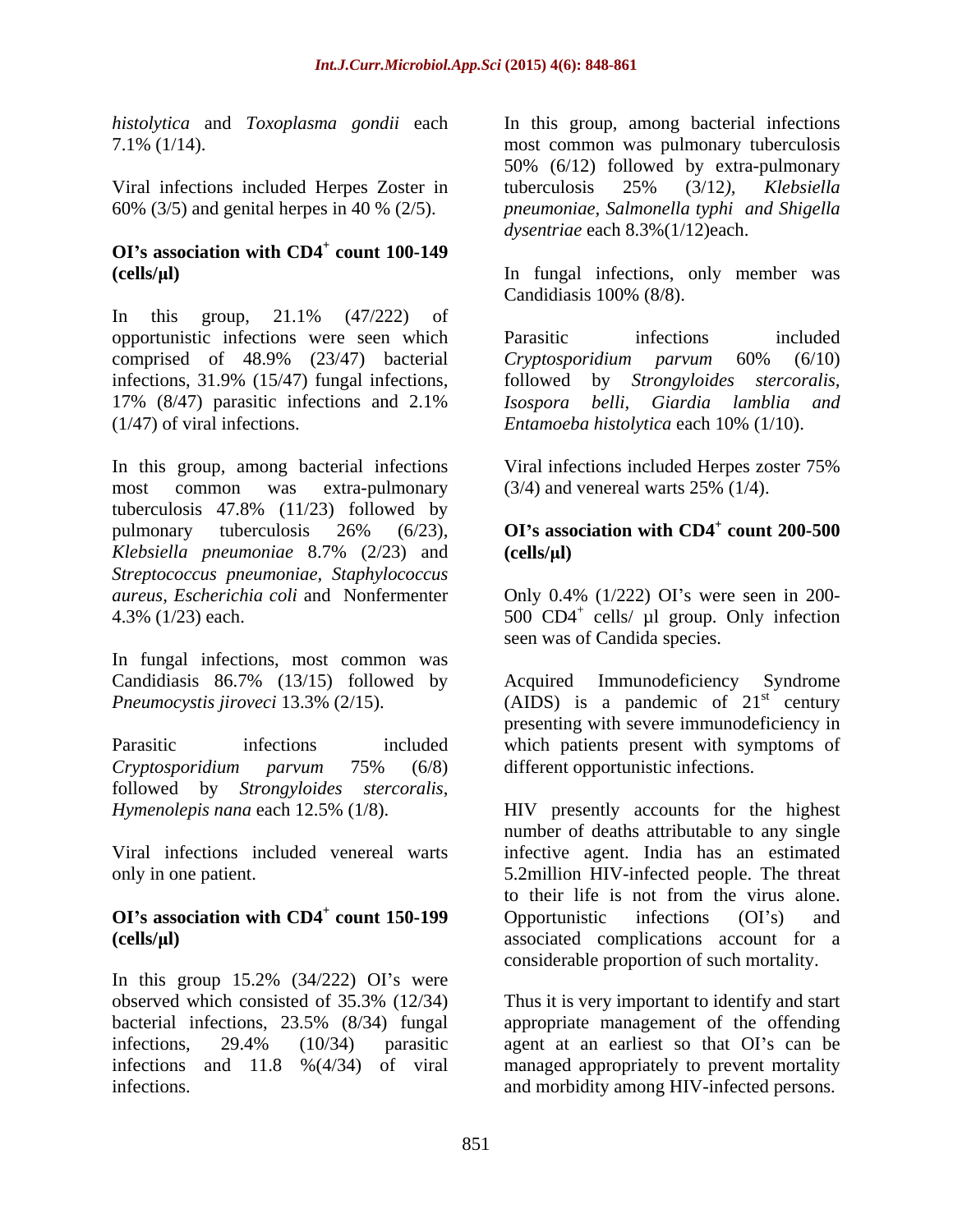*histolytica* and *Toxoplasma gondii* each 7.1% (1/14).

Viral infections included Herpes Zoster in 60% (3/5) and genital herpes in 40 % (2/5).

**OI's association with CD4$^+$ count 100-149 (cells/µl)**

In this group, 21.1% (47/222) of opportunistic infections were seen which comprised of 48.9% (23/47) bacterial infections, 31.9% (15/47) fungal infections, 17% (8/47) parasitic infections and 2.1% (1/47) of viral infections.

In this group, among bacterial infections most common was extra-pulmonary tuberculosis 47.8% (11/23) followed by pulmonary tuberculosis 26% (6/23), *Klebsiella pneumoniae* 8.7% (2/23) and *Streptococcus pneumoniae, Staphylococcus aureus, Escherichia coli* and Nonfermenter 4.3% (1/23) each.

In fungal infections, most common was Candidiasis 86.7% (13/15) followed by *Pneumocystis jiroveci* 13.3% (2/15).

Parasitic infections included *Cryptosporidium parvum* 75% (6/8) followed by *Strongyloides stercoralis*, *Hymenolepis nana* each 12.5% (1/8).

Viral infections included venereal warts only in one patient.

**OI's association with CD4$^+$ count 150-199 (cells/µl)**

In this group 15.2% (34/222) OI's were observed which consisted of 35.3% (12/34) bacterial infections, 23.5% (8/34) fungal infections, 29.4% (10/34) parasitic infections and 11.8 %(4/34) of viral infections.

In this group, among bacterial infections most common was pulmonary tuberculosis 50% (6/12) followed by extra-pulmonary tuberculosis 25% (3/12*), Klebsiella pneumoniae, Salmonella typhi and Shigella dysentriae* each 8.3%(1/12)each.

In fungal infections, only member was Candidiasis 100% (8/8).

Parasitic infections included *Cryptosporidium parvum* 60% (6/10) followed by *Strongyloides stercoralis, Isospora belli, Giardia lamblia and Entamoeba histolytica* each 10% (1/10).

Viral infections included Herpes zoster 75% (3/4) and venereal warts 25% (1/4).

**OI's association with CD4$^+$ count 200-500 (cells/µl)**

Only 0.4% (1/222) OI's were seen in 200-500 CD4$^+$ cells/ µl group. Only infection seen was of Candida species.

Acquired Immunodeficiency Syndrome (AIDS) is a pandemic of 21$^{st}$ century presenting with severe immunodeficiency in which patients present with symptoms of different opportunistic infections.

HIV presently accounts for the highest number of deaths attributable to any single infective agent. India has an estimated 5.2million HIV-infected people. The threat to their life is not from the virus alone. Opportunistic infections (OI's) and associated complications account for a considerable proportion of such mortality.

Thus it is very important to identify and start appropriate management of the offending agent at an earliest so that OI's can be managed appropriately to prevent mortality and morbidity among HIV-infected persons.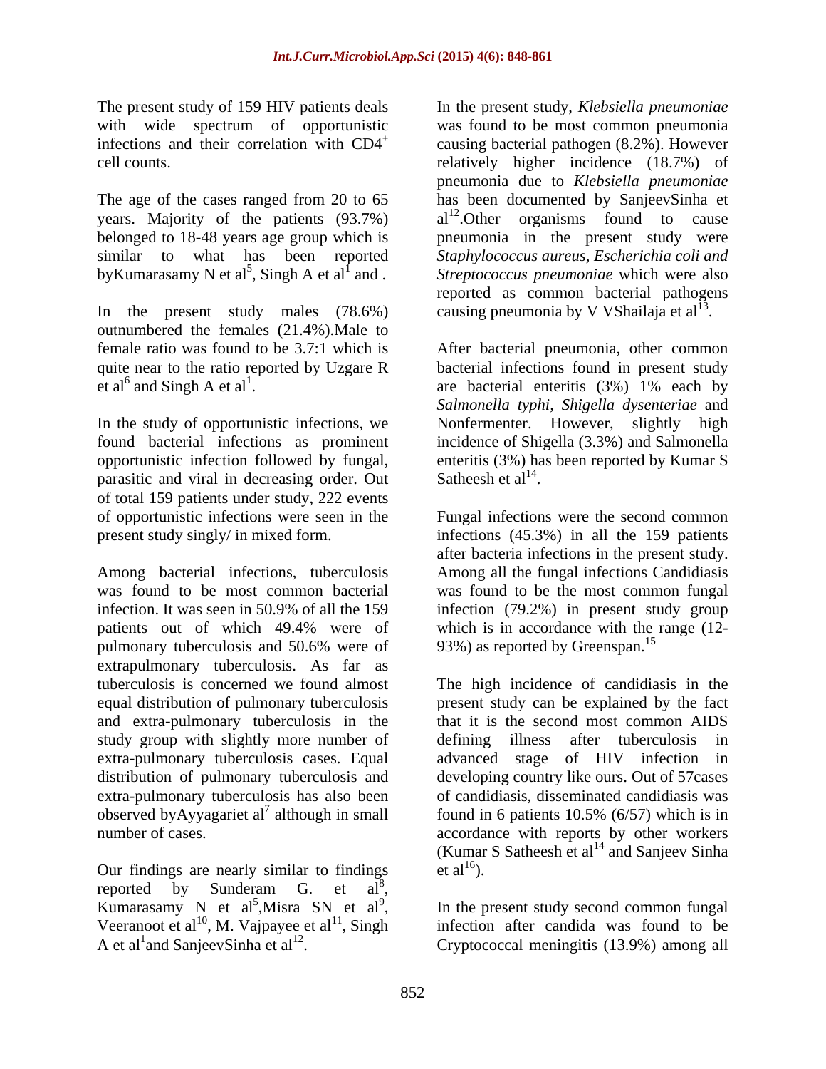The present study of 159 HIV patients deals with wide spectrum of opportunistic infections and their correlation with CD4$^+$ cell counts.

The age of the cases ranged from 20 to 65 years. Majority of the patients (93.7%) belonged to 18-48 years age group which is similar to what has been reported byKumarasamy N et al[5], Singh A et al[1] and .

In the present study males (78.6%) outnumbered the females (21.4%).Male to female ratio was found to be 3.7:1 which is quite near to the ratio reported by Uzgare R et al[6] and Singh A et al[1].

In the study of opportunistic infections, we found bacterial infections as prominent opportunistic infection followed by fungal, parasitic and viral in decreasing order. Out of total 159 patients under study, 222 events of opportunistic infections were seen in the present study singly/ in mixed form.

Among bacterial infections, tuberculosis was found to be most common bacterial infection. It was seen in 50.9% of all the 159 patients out of which 49.4% were of pulmonary tuberculosis and 50.6% were of extrapulmonary tuberculosis. As far as tuberculosis is concerned we found almost equal distribution of pulmonary tuberculosis and extra-pulmonary tuberculosis in the study group with slightly more number of extra-pulmonary tuberculosis cases. Equal distribution of pulmonary tuberculosis and extra-pulmonary tuberculosis has also been observed byAyyagariet al[7] although in small number of cases.

Our findings are nearly similar to findings reported by Sunderam G. et al[8], Kumarasamy N et al[5],Misra SN et al[9], Veeranoot et al[10], M. Vajpayee et al[11], Singh A et al[1]and SanjeevSinha et al[12].

In the present study, *Klebsiella pneumoniae* was found to be most common pneumonia causing bacterial pathogen (8.2%). However relatively higher incidence (18.7%) of pneumonia due to *Klebsiella pneumoniae* has been documented by SanjeevSinha et al[12].Other organisms found to cause pneumonia in the present study were *Staphylococcus aureus, Escherichia coli and Streptococcus pneumoniae* which were also reported as common bacterial pathogens causing pneumonia by V VShailaja et al[13].

After bacterial pneumonia, other common bacterial infections found in present study are bacterial enteritis (3%) 1% each by *Salmonella typhi, Shigella dysenteriae* and Nonfermenter. However, slightly high incidence of Shigella (3.3%) and Salmonella enteritis (3%) has been reported by Kumar S Satheesh et al[14].

Fungal infections were the second common infections (45.3%) in all the 159 patients after bacteria infections in the present study. Among all the fungal infections Candidiasis was found to be the most common fungal infection (79.2%) in present study group which is in accordance with the range (12-93%) as reported by Greenspan.[15]

The high incidence of candidiasis in the present study can be explained by the fact that it is the second most common AIDS defining illness after tuberculosis in advanced stage of HIV infection in developing country like ours. Out of 57cases of candidiasis, disseminated candidiasis was found in 6 patients 10.5% (6/57) which is in accordance with reports by other workers (Kumar S Satheesh et al[14] and Sanjeev Sinha et al[16]).

In the present study second common fungal infection after candida was found to be Cryptococcal meningitis (13.9%) among all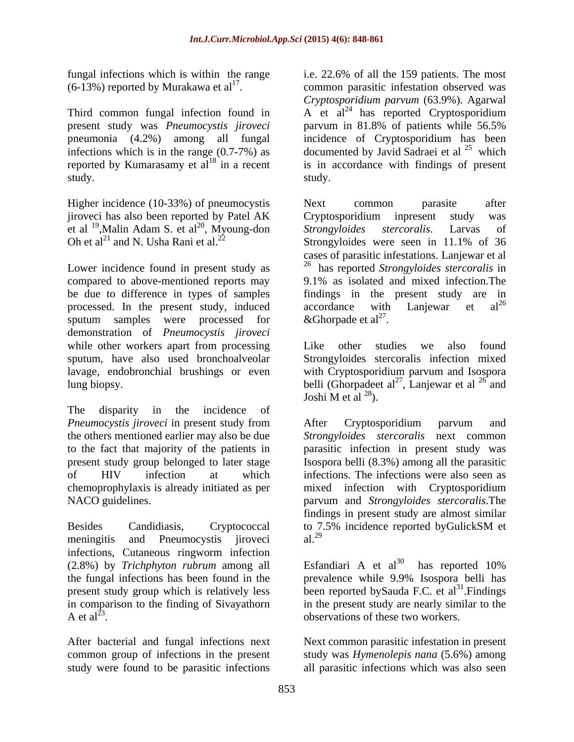fungal infections which is within the range (6-13%) reported by Murakawa et al[17].

Third common fungal infection found in present study was *Pneumocystis jiroveci* pneumonia (4.2%) among all fungal infections which is in the range (0.7-7%) as reported by Kumarasamy et al[18] in a recent study.

Higher incidence (10-33%) of pneumocystis jiroveci has also been reported by Patel AK et al [19],Malin Adam S. et al[20], Myoung-don Oh et al[21] and N. Usha Rani et al.[22]

Lower incidence found in present study as compared to above-mentioned reports may be due to difference in types of samples processed. In the present study, induced sputum samples were processed for demonstration of *Pneumocystis jiroveci* while other workers apart from processing sputum, have also used bronchoalveolar lavage, endobronchial brushings or even lung biopsy.

The disparity in the incidence of *Pneumocystis jiroveci* in present study from the others mentioned earlier may also be due to the fact that majority of the patients in present study group belonged to later stage of HIV infection at which chemoprophylaxis is already initiated as per NACO guidelines.

Besides Candidiasis, Cryptococcal meningitis and Pneumocystis jiroveci infections, Cutaneous ringworm infection (2.8%) by *Trichphyton rubrum* among all the fungal infections has been found in the present study group which is relatively less in comparison to the finding of Sivayathorn A et al[23].

After bacterial and fungal infections next common group of infections in the present study were found to be parasitic infections i.e. 22.6% of all the 159 patients. The most common parasitic infestation observed was *Cryptosporidium parvum* (63.9%). Agarwal A et al[24] has reported Cryptosporidium parvum in 81.8% of patients while 56.5% incidence of Cryptosporidium has been documented by Javid Sadraei et al [25] which is in accordance with findings of present study.

Next common parasite after Cryptosporidium inpresent study was *Strongyloides stercoralis*. Larvas of Strongyloides were seen in 11.1% of 36 cases of parasitic infestations. Lanjewar et al [26] has reported *Strongyloides stercoralis* in 9.1% as isolated and mixed infection.The findings in the present study are in accordance with Lanjewar et al[26] &Ghorpade et al[27].

Like other studies we also found Strongyloides stercoralis infection mixed with Cryptosporidium parvum and Isospora belli (Ghorpadeet al[27], Lanjewar et al [26] and Joshi M et al [28]).

After Cryptosporidium parvum and *Strongyloides stercoralis* next common parasitic infection in present study was Isospora belli (8.3%) among all the parasitic infections. The infections were also seen as mixed infection with Cryptosporidium parvum and *Strongyloides stercoralis*.The findings in present study are almost similar to 7.5% incidence reported byGulickSM et al.[29]

Esfandiari A et al[30] has reported 10% prevalence while 9.9% Isospora belli has been reported bySauda F.C. et al[31].Findings in the present study are nearly similar to the observations of these two workers.

Next common parasitic infestation in present study was *Hymenolepis nana* (5.6%) among all parasitic infections which was also seen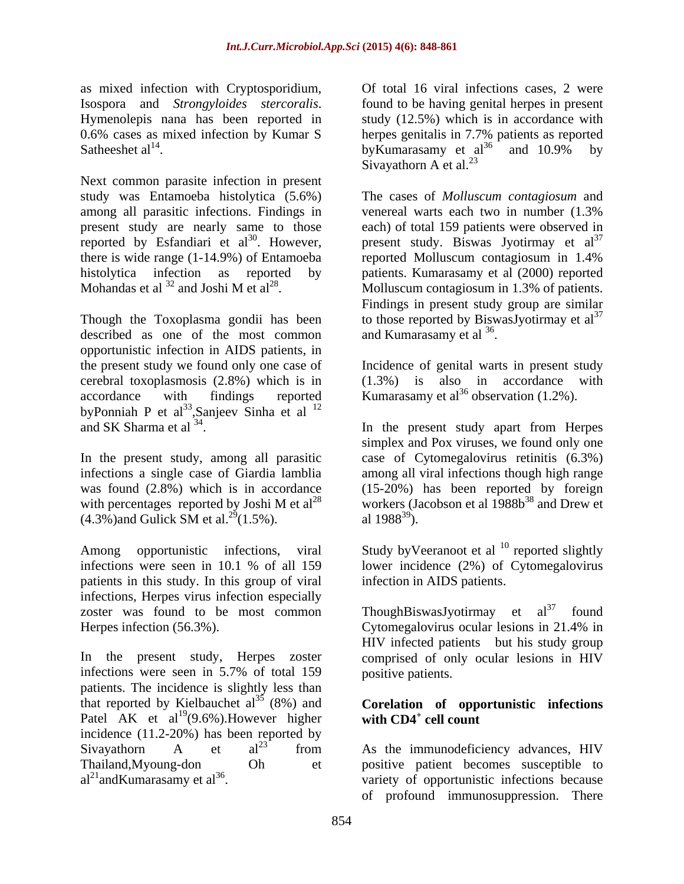as mixed infection with Cryptosporidium, Isospora and *Strongyloides stercoralis*. Hymenolepis nana has been reported in 0.6% cases as mixed infection by Kumar S Satheeshet al[14].

Next common parasite infection in present study was Entamoeba histolytica (5.6%) among all parasitic infections. Findings in present study are nearly same to those reported by Esfandiari et al[30]. However, there is wide range (1-14.9%) of Entamoeba histolytica infection as reported by Mohandas et al [32] and Joshi M et al[28].

Though the Toxoplasma gondii has been described as one of the most common opportunistic infection in AIDS patients, in the present study we found only one case of cerebral toxoplasmosis (2.8%) which is in accordance with findings reported byPonniah P et al[33],Sanjeev Sinha et al [12] and SK Sharma et al [34].

In the present study, among all parasitic infections a single case of Giardia lamblia was found (2.8%) which is in accordance with percentages reported by Joshi M et al[28] (4.3%)and Gulick SM et al.[29](1.5%).

Among opportunistic infections, viral infections were seen in 10.1 % of all 159 patients in this study. In this group of viral infections, Herpes virus infection especially zoster was found to be most common Herpes infection (56.3%).

In the present study, Herpes zoster infections were seen in 5.7% of total 159 patients. The incidence is slightly less than that reported by Kielbauchet al[35] (8%) and Patel AK et al[19](9.6%).However higher incidence (11.2-20%) has been reported by Sivayathorn A et al[23] from Thailand,Myoung-don Oh et al[21]andKumarasamy et al[36].

Of total 16 viral infections cases, 2 were found to be having genital herpes in present study (12.5%) which is in accordance with herpes genitalis in 7.7% patients as reported byKumarasamy et al[36] and 10.9% by Sivayathorn A et al.[23]

The cases of *Molluscum contagiosum* and venereal warts each two in number (1.3% each) of total 159 patients were observed in present study. Biswas Jyotirmay et al[37] reported Molluscum contagiosum in 1.4% patients. Kumarasamy et al (2000) reported Molluscum contagiosum in 1.3% of patients. Findings in present study group are similar to those reported by BiswasJyotirmay et al[37] and Kumarasamy et al [36].

Incidence of genital warts in present study (1.3%) is also in accordance with Kumarasamy et al[36] observation (1.2%).

In the present study apart from Herpes simplex and Pox viruses, we found only one case of Cytomegalovirus retinitis (6.3%) among all viral infections though high range (15-20%) has been reported by foreign workers (Jacobson et al 1988b[38] and Drew et al 1988[39]).

Study byVeeranoot et al [10] reported slightly lower incidence (2%) of Cytomegalovirus infection in AIDS patients.

ThoughBiswasJyotirmay et al[37] found Cytomegalovirus ocular lesions in 21.4% in HIV infected patients but his study group comprised of only ocular lesions in HIV positive patients.

## Corelation of opportunistic infections with CD4$^+$ cell count

As the immunodeficiency advances, HIV positive patient becomes susceptible to variety of opportunistic infections because of profound immunosuppression. There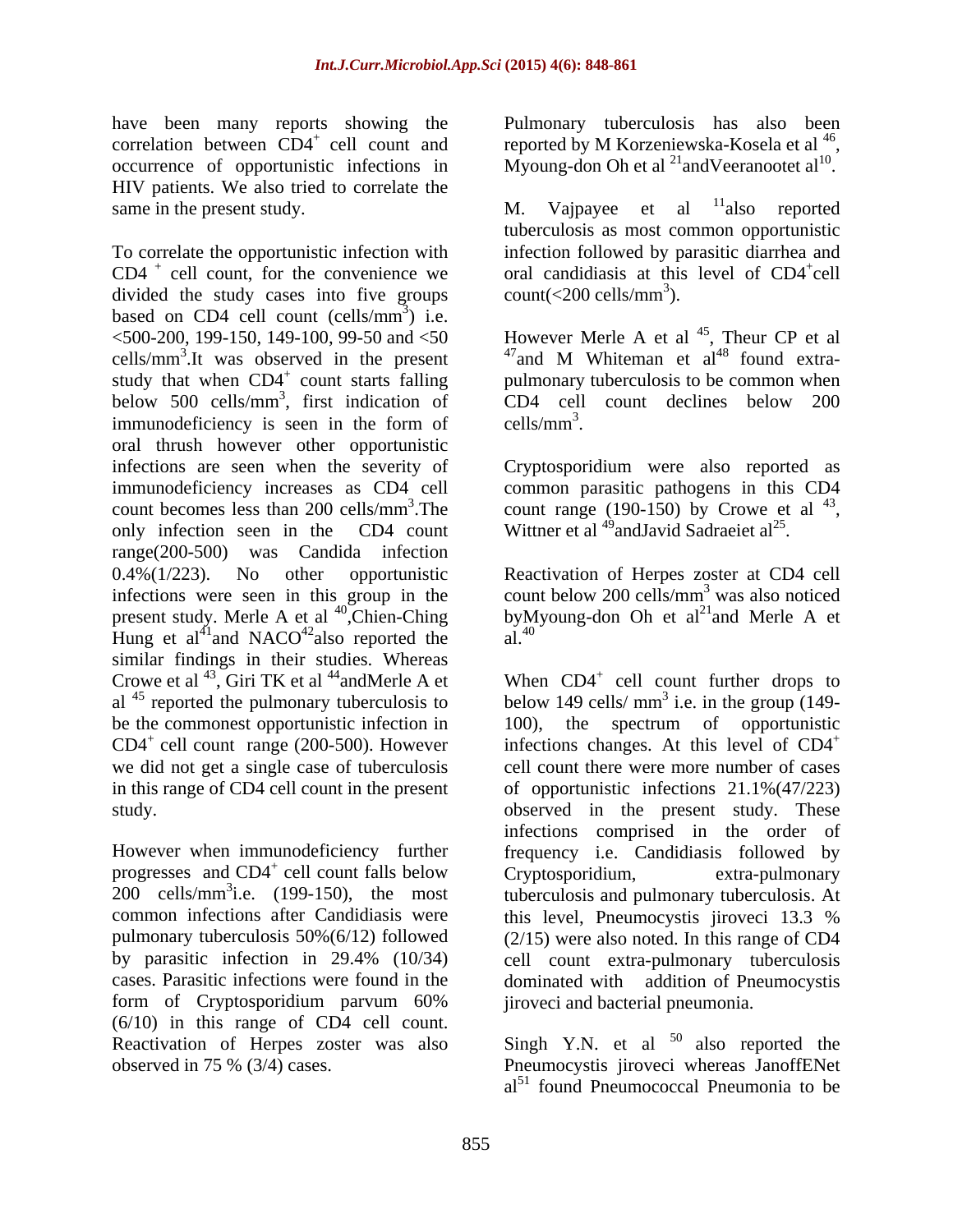have been many reports showing the correlation between $CD4^+$ cell count and occurrence of opportunistic infections in HIV patients. We also tried to correlate the same in the present study.

To correlate the opportunistic infection with $CD4^+$ cell count, for the convenience we divided the study cases into five groups based on CD4 cell count (cells/$mm^3$) i.e. <500-200, 199-150, 149-100, 99-50 and <50 cells/$mm^3$.It was observed in the present study that when $CD4^+$ count starts falling below 500 cells/$mm^3$, first indication of immunodeficiency is seen in the form of oral thrush however other opportunistic infections are seen when the severity of immunodeficiency increases as CD4 cell count becomes less than 200 cells/$mm^3$.The only infection seen in the CD4 count range(200-500) was Candida infection 0.4%(1/223). No other opportunistic infections were seen in this group in the present study. Merle A et al [40],Chien-Ching Hung et al[41]and NACO[42]also reported the similar findings in their studies. Whereas Crowe et al [43], Giri TK et al [44]andMerle A et al [45] reported the pulmonary tuberculosis to be the commonest opportunistic infection in $CD4^+$ cell count range (200-500). However we did not get a single case of tuberculosis in this range of CD4 cell count in the present study.

However when immunodeficiency further progresses and $CD4^+$ cell count falls below 200 cells/$mm^3$i.e. (199-150), the most common infections after Candidiasis were pulmonary tuberculosis 50%(6/12) followed by parasitic infection in 29.4% (10/34) cases. Parasitic infections were found in the form of Cryptosporidium parvum 60% (6/10) in this range of CD4 cell count. Reactivation of Herpes zoster was also observed in 75 % (3/4) cases.

Pulmonary tuberculosis has also been reported by M Korzeniewska-Kosela et al [46], Myoung-don Oh et al [21]andVeeranootet al[10].

M. Vajpayee et al [11]also reported tuberculosis as most common opportunistic infection followed by parasitic diarrhea and oral candidiasis at this level of $CD4^+$cell count(<200 cells/$mm^3$).

However Merle A et al [45], Theur CP et al [47]and M Whiteman et al[48] found extra-pulmonary tuberculosis to be common when CD4 cell count declines below 200 cells/$mm^3$.

Cryptosporidium were also reported as common parasitic pathogens in this CD4 count range (190-150) by Crowe et al [43], Wittner et al [49]andJavid Sadraeiet al[25].

Reactivation of Herpes zoster at CD4 cell count below 200 cells/$mm^3$ was also noticed byMyoung-don Oh et al[21]and Merle A et al.[40]

When $CD4^+$ cell count further drops to below 149 cells/ $mm^3$ i.e. in the group (149-100), the spectrum of opportunistic infections changes. At this level of $CD4^+$ cell count there were more number of cases of opportunistic infections 21.1%(47/223) observed in the present study. These infections comprised in the order of frequency i.e. Candidiasis followed by Cryptosporidium, extra-pulmonary tuberculosis and pulmonary tuberculosis. At this level, Pneumocystis jiroveci 13.3 % (2/15) were also noted. In this range of CD4 cell count extra-pulmonary tuberculosis dominated with addition of Pneumocystis jiroveci and bacterial pneumonia.

Singh Y.N. et al [50] also reported the Pneumocystis jiroveci whereas JanoffENet al[51] found Pneumococcal Pneumonia to be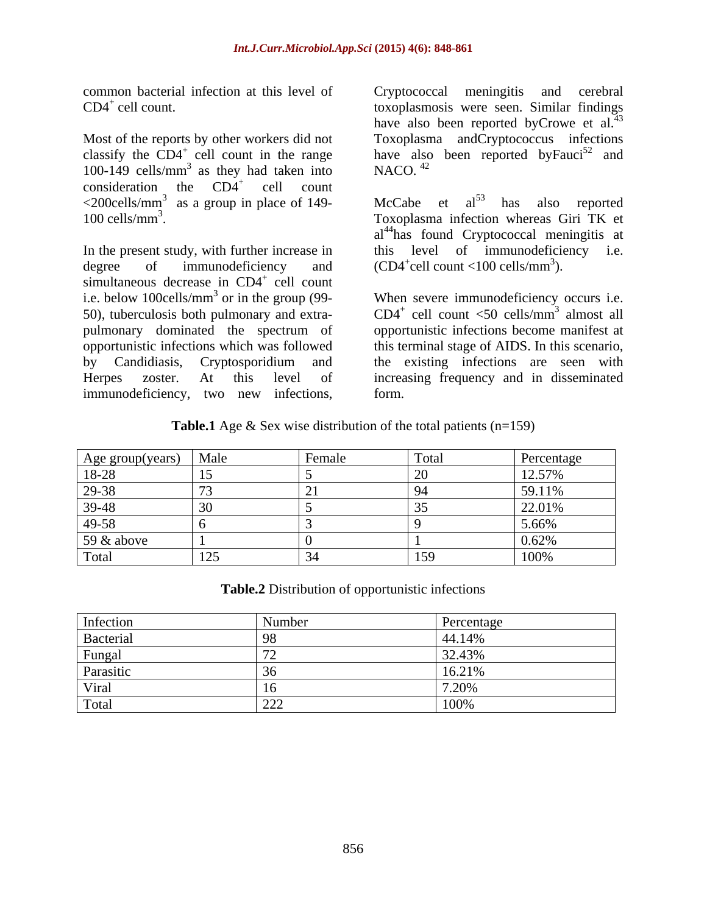common bacterial infection at this level of $CD4^+$ cell count.

Most of the reports by other workers did not classify the $CD4^+$ cell count in the range 100-149 cells/$mm^3$ as they had taken into consideration the $CD4^+$ cell count <200cells/$mm^3$ as a group in place of 149-100 cells/$mm^3$.

In the present study, with further increase in degree of immunodeficiency and simultaneous decrease in $CD4^+$ cell count i.e. below 100cells/$mm^3$ or in the group (99-50), tuberculosis both pulmonary and extra-pulmonary dominated the spectrum of opportunistic infections which was followed by Candidiasis, Cryptosporidium and Herpes zoster. At this level of immunodeficiency, two new infections, Cryptococcal meningitis and cerebral toxoplasmosis were seen. Similar findings have also been reported byCrowe et al.[43] Toxoplasma andCryptococcus infections have also been reported byFauci[52] and NACO. [42]

McCabe et al[53] has also reported Toxoplasma infection whereas Giri TK et al[44]has found Cryptococcal meningitis at this level of immunodeficiency i.e. ($CD4^+$cell count <100 cells/$mm^3$).

When severe immunodeficiency occurs i.e. $CD4^+$ cell count <50 cells/$mm^3$ almost all opportunistic infections become manifest at this terminal stage of AIDS. In this scenario, the existing infections are seen with increasing frequency and in disseminated form.

**Table.1** Age & Sex wise distribution of the total patients (n=159)

| Age group(years) | Male | Female | Total | Percentage |
|---|---|---|---|---|
| 18-28 | 15 | 5 | 20 | 12.57% |
| 29-38 | 73 | 21 | 94 | 59.11% |
| 39-48 | 30 | 5 | 35 | 22.01% |
| 49-58 | 6 | 3 | 9 | 5.66% |
| 59 & above | 1 | 0 | 1 | 0.62% |
| Total | 125 | 34 | 159 | 100% |

**Table.2** Distribution of opportunistic infections

| Infection | Number | Percentage |
|---|---|---|
| Bacterial | 98 | 44.14% |
| Fungal | 72 | 32.43% |
| Parasitic | 36 | 16.21% |
| Viral | 16 | 7.20% |
| Total | 222 | 100% |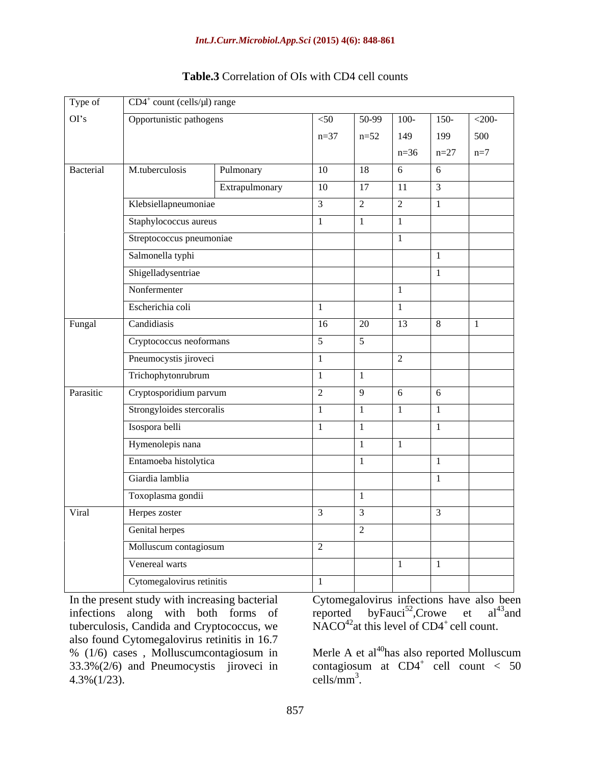**Table.3** Correlation of OIs with CD4 cell counts

| Type of OI's | $CD4^+$ count (cells/µl) range | | | | | | |
|---|---|---|---|---|---|---|---|
| | Opportunistic pathogens | | <50 n=37 | 50-99 n=52 | 100-149 n=36 | 150-199 n=27 | <200-500 n=7 |
| Bacterial | M.tuberculosis | Pulmonary | 10 | 18 | 6 | 6 | |
| | | Extrapulmonary | 10 | 17 | 11 | 3 | |
| | Klebsiellapneumoniae | | 3 | 2 | 2 | 1 | |
| | Staphylococcus aureus | | 1 | 1 | 1 | | |
| | Streptococcus pneumoniae | | | | 1 | | |
| | Salmonella typhi | | | | | 1 | |
| | Shigelladysentriae | | | | | 1 | |
| | Nonfermenter | | | | 1 | | |
| | Escherichia coli | | 1 | | 1 | | |
| Fungal | Candidiasis | | 16 | 20 | 13 | 8 | 1 |
| | Cryptococcus neoformans | | 5 | 5 | | | |
| | Pneumocystis jiroveci | | 1 | | 2 | | |
| | Trichophytonrubrum | | 1 | 1 | | | |
| Parasitic | Cryptosporidium parvum | | 2 | 9 | 6 | 6 | |
| | Strongyloides stercoralis | | 1 | 1 | 1 | 1 | |
| | Isospora belli | | 1 | 1 | | 1 | |
| | Hymenolepis nana | | | 1 | 1 | | |
| | Entamoeba histolytica | | | 1 | | 1 | |
| | Giardia lamblia | | | | | 1 | |
| | Toxoplasma gondii | | | 1 | | | |
| Viral | Herpes zoster | | 3 | 3 | | 3 | |
| | Genital herpes | | | 2 | | | |
| | Molluscum contagiosum | | 2 | | | | |
| | Venereal warts | | | | 1 | 1 | |
| | Cytomegalovirus retinitis | | 1 | | | | |

In the present study with increasing bacterial infections along with both forms of tuberculosis, Candida and Cryptococcus, we also found Cytomegalovirus retinitis in 16.7 % (1/6) cases , Molluscumcontagiosum in 33.3%(2/6) and Pneumocystis jiroveci in 4.3%(1/23).

Cytomegalovirus infections have also been reported byFauci[52],Crowe et al[43]and NACO[42]at this level of $CD4^+$ cell count.

Merle A et al[40]has also reported Molluscum contagiosum at $CD4^+$ cell count < 50 cells/mm$^3$.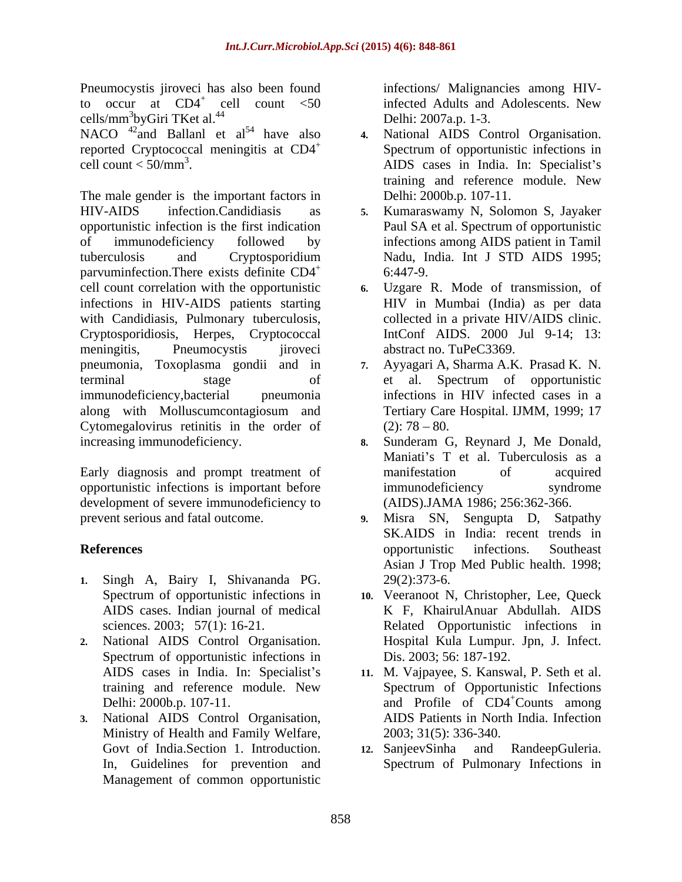Pneumocystis jiroveci has also been found to occur at $CD4^+$ cell count <50 cells/$mm^3$byGiri TKet al.[44]

NACO [42]and Ballanl et al[54] have also reported Cryptococcal meningitis at $CD4^+$ cell count < 50/$mm^3$.

The male gender is the important factors in HIV-AIDS infection.Candidiasis as opportunistic infection is the first indication of immunodeficiency followed by tuberculosis and Cryptosporidium parvuminfection.There exists definite $CD4^+$ cell count correlation with the opportunistic infections in HIV-AIDS patients starting with Candidiasis, Pulmonary tuberculosis, Cryptosporidiosis, Herpes, Cryptococcal meningitis, Pneumocystis jiroveci pneumonia, Toxoplasma gondii and in terminal stage of immunodeficiency,bacterial pneumonia along with Molluscumcontagiosum and Cytomegalovirus retinitis in the order of increasing immunodeficiency.

Early diagnosis and prompt treatment of opportunistic infections is important before development of severe immunodeficiency to prevent serious and fatal outcome.

## References

1. Singh A, Bairy I, Shivananda PG. Spectrum of opportunistic infections in AIDS cases. Indian journal of medical sciences. 2003; 57(1): 16-21.
2. National AIDS Control Organisation. Spectrum of opportunistic infections in AIDS cases in India. In: Specialist's training and reference module. New Delhi: 2000b.p. 107-11.
3. National AIDS Control Organisation, Ministry of Health and Family Welfare, Govt of India.Section 1. Introduction. In, Guidelines for prevention and Management of common opportunistic infections/ Malignancies among HIV-infected Adults and Adolescents. New Delhi: 2007a.p. 1-3.
4. National AIDS Control Organisation. Spectrum of opportunistic infections in AIDS cases in India. In: Specialist's training and reference module. New Delhi: 2000b.p. 107-11.
5. Kumaraswamy N, Solomon S, Jayaker Paul SA et al. Spectrum of opportunistic infections among AIDS patient in Tamil Nadu, India. Int J STD AIDS 1995; 6:447-9.
6. Uzgare R. Mode of transmission, of HIV in Mumbai (India) as per data collected in a private HIV/AIDS clinic. IntConf AIDS. 2000 Jul 9-14; 13: abstract no. TuPeC3369.
7. Ayyagari A, Sharma A.K. Prasad K. N. et al. Spectrum of opportunistic infections in HIV infected cases in a Tertiary Care Hospital. IJMM, 1999; 17 (2): 78 – 80.
8. Sunderam G, Reynard J, Me Donald, Maniati's T et al. Tuberculosis as a manifestation of acquired immunodeficiency syndrome (AIDS).JAMA 1986; 256:362-366.
9. Misra SN, Sengupta D, Satpathy SK.AIDS in India: recent trends in opportunistic infections. Southeast Asian J Trop Med Public health. 1998; 29(2):373-6.
10. Veeranoot N, Christopher, Lee, Queck K F, KhairulAnuar Abdullah. AIDS Related Opportunistic infections in Hospital Kula Lumpur. Jpn, J. Infect. Dis. 2003; 56: 187-192.
11. M. Vajpayee, S. Kanswal, P. Seth et al. Spectrum of Opportunistic Infections and Profile of $CD4^+$Counts among AIDS Patients in North India. Infection 2003; 31(5): 336-340.
12. SanjeevSinha and RandeepGuleria. Spectrum of Pulmonary Infections in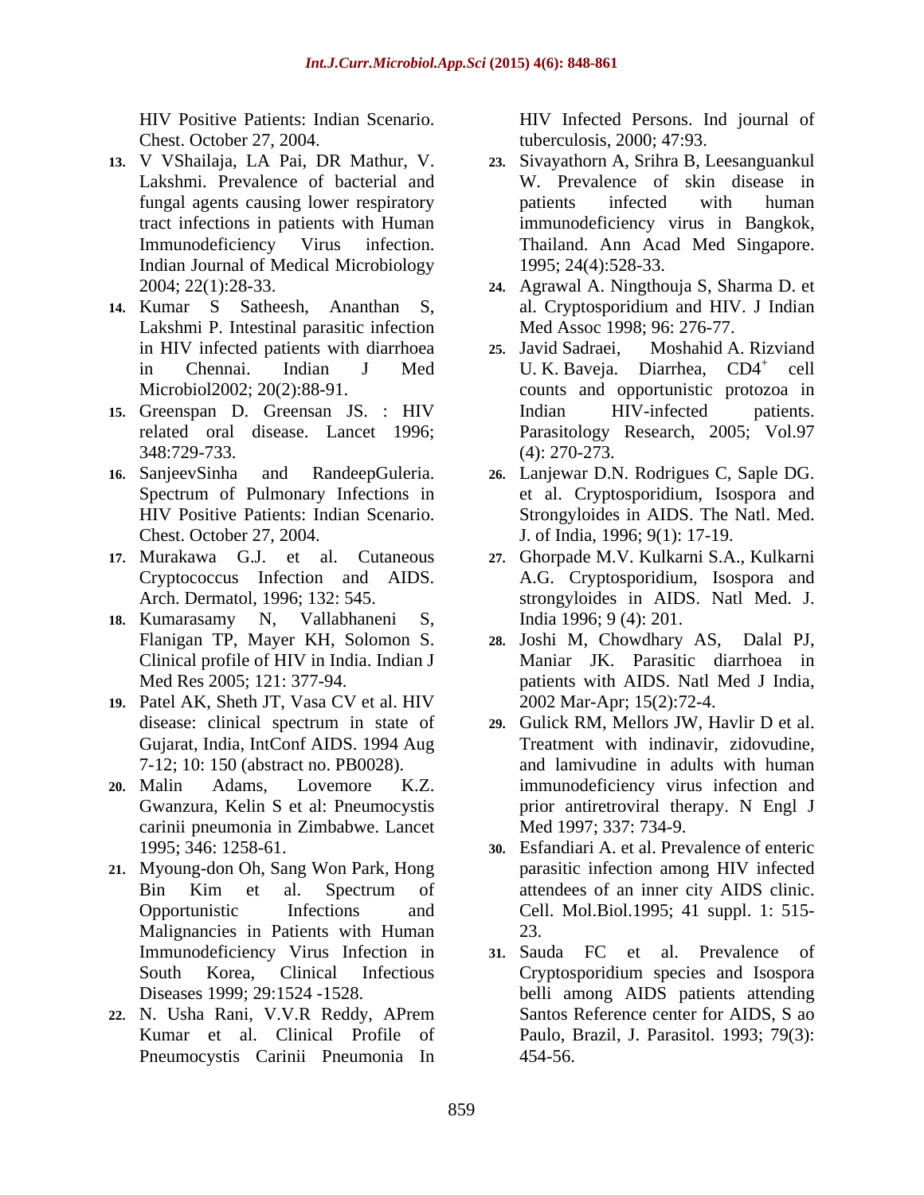HIV Positive Patients: Indian Scenario. Chest. October 27, 2004.

13. V VShailaja, LA Pai, DR Mathur, V. Lakshmi. Prevalence of bacterial and fungal agents causing lower respiratory tract infections in patients with Human Immunodeficiency Virus infection. Indian Journal of Medical Microbiology 2004; 22(1):28-33.
14. Kumar S Satheesh, Ananthan S, Lakshmi P. Intestinal parasitic infection in HIV infected patients with diarrhoea in Chennai. Indian J Med Microbiol2002; 20(2):88-91.
15. Greenspan D. Greensan JS. : HIV related oral disease. Lancet 1996; 348:729-733.
16. SanjeevSinha and RandeepGuleria. Spectrum of Pulmonary Infections in HIV Positive Patients: Indian Scenario. Chest. October 27, 2004.
17. Murakawa G.J. et al. Cutaneous Cryptococcus Infection and AIDS. Arch. Dermatol, 1996; 132: 545.
18. Kumarasamy N, Vallabhaneni S, Flanigan TP, Mayer KH, Solomon S. Clinical profile of HIV in India. Indian J Med Res 2005; 121: 377-94.
19. Patel AK, Sheth JT, Vasa CV et al. HIV disease: clinical spectrum in state of Gujarat, India, IntConf AIDS. 1994 Aug 7-12; 10: 150 (abstract no. PB0028).
20. Malin Adams, Lovemore K.Z. Gwanzura, Kelin S et al: Pneumocystis carinii pneumonia in Zimbabwe. Lancet 1995; 346: 1258-61.
21. Myoung-don Oh, Sang Won Park, Hong Bin Kim et al. Spectrum of Opportunistic Infections and Malignancies in Patients with Human Immunodeficiency Virus Infection in South Korea, Clinical Infectious Diseases 1999; 29:1524 -1528.
22. N. Usha Rani, V.V.R Reddy, APrem Kumar et al. Clinical Profile of Pneumocystis Carinii Pneumonia In HIV Infected Persons. Ind journal of tuberculosis, 2000; 47:93.
23. Sivayathorn A, Srihra B, Leesanguankul W. Prevalence of skin disease in patients infected with human immunodeficiency virus in Bangkok, Thailand. Ann Acad Med Singapore. 1995; 24(4):528-33.
24. Agrawal A. Ningthouja S, Sharma D. et al. Cryptosporidium and HIV. J Indian Med Assoc 1998; 96: 276-77.
25. Javid Sadraei, Moshahid A. Rizviand U. K. Baveja. Diarrhea, $CD4^+$ cell counts and opportunistic protozoa in Indian HIV-infected patients. Parasitology Research, 2005; Vol.97 (4): 270-273.
26. Lanjewar D.N. Rodrigues C, Saple DG. et al. Cryptosporidium, Isospora and Strongyloides in AIDS. The Natl. Med. J. of India, 1996; 9(1): 17-19.
27. Ghorpade M.V. Kulkarni S.A., Kulkarni A.G. Cryptosporidium, Isospora and strongyloides in AIDS. Natl Med. J. India 1996; 9 (4): 201.
28. Joshi M, Chowdhary AS, Dalal PJ, Maniar JK. Parasitic diarrhoea in patients with AIDS. Natl Med J India, 2002 Mar-Apr; 15(2):72-4.
29. Gulick RM, Mellors JW, Havlir D et al. Treatment with indinavir, zidovudine, and lamivudine in adults with human immunodeficiency virus infection and prior antiretroviral therapy. N Engl J Med 1997; 337: 734-9.
30. Esfandiari A. et al. Prevalence of enteric parasitic infection among HIV infected attendees of an inner city AIDS clinic. Cell. Mol.Biol.1995; 41 suppl. 1: 515-23.
31. Sauda FC et al. Prevalence of Cryptosporidium species and Isospora belli among AIDS patients attending Santos Reference center for AIDS, S ao Paulo, Brazil, J. Parasitol. 1993; 79(3): 454-56.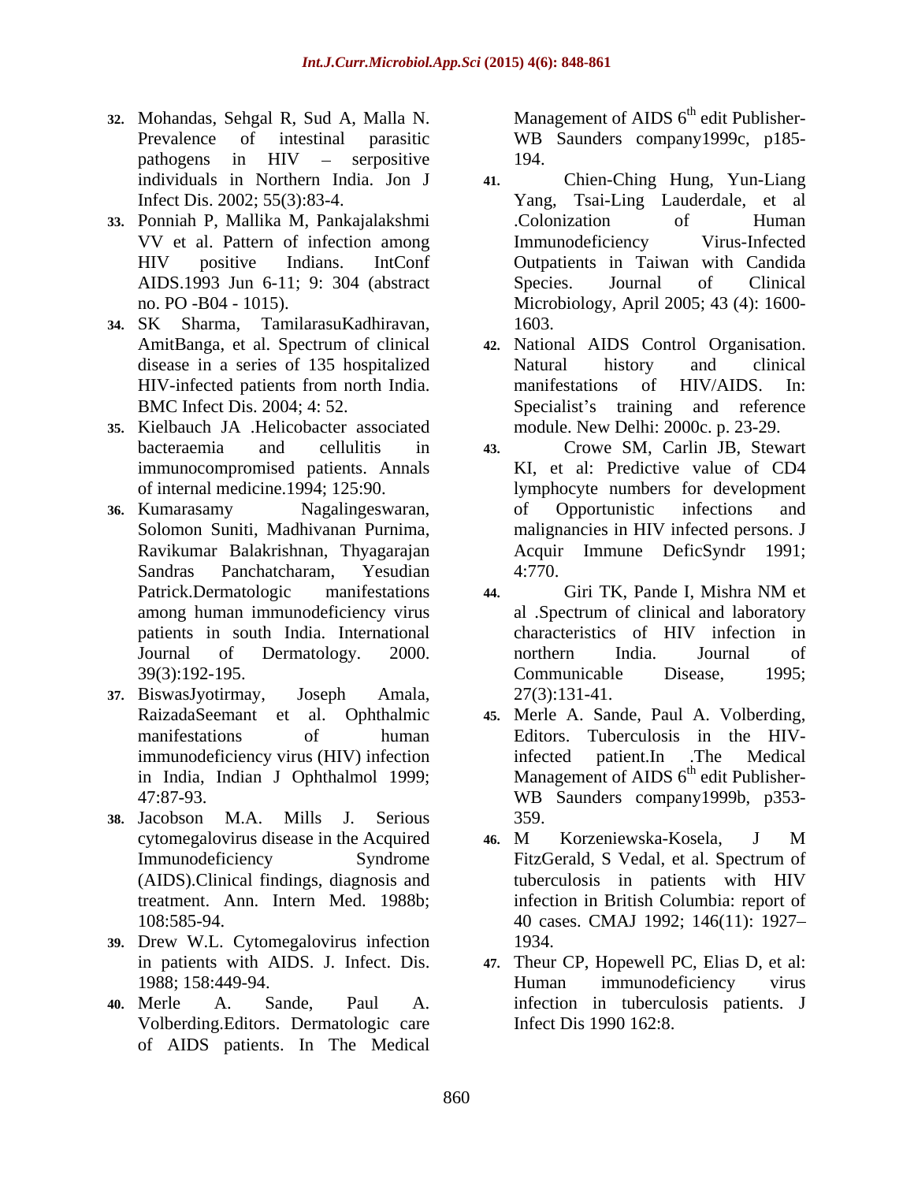32. Mohandas, Sehgal R, Sud A, Malla N. Prevalence of intestinal parasitic pathogens in HIV – serpositive individuals in Northern India. Jon J Infect Dis. 2002; 55(3):83-4.
33. Ponniah P, Mallika M, Pankajalakshmi VV et al. Pattern of infection among HIV positive Indians. IntConf AIDS.1993 Jun 6-11; 9: 304 (abstract no. PO -B04 - 1015).
34. SK Sharma, TamilarasuKadhiravan, AmitBanga, et al. Spectrum of clinical disease in a series of 135 hospitalized HIV-infected patients from north India. BMC Infect Dis. 2004; 4: 52.
35. Kielbauch JA .Helicobacter associated bacteraemia and cellulitis in immunocompromised patients. Annals of internal medicine.1994; 125:90.
36. Kumarasamy Nagalingeswaran, Solomon Suniti, Madhivanan Purnima, Ravikumar Balakrishnan, Thyagarajan Sandras Panchatcharam, Yesudian Patrick.Dermatologic manifestations among human immunodeficiency virus patients in south India. International Journal of Dermatology. 2000. 39(3):192-195.
37. BiswasJyotirmay, Joseph Amala, RaizadaSeemant et al. Ophthalmic manifestations of human immunodeficiency virus (HIV) infection in India, Indian J Ophthalmol 1999; 47:87-93.
38. Jacobson M.A. Mills J. Serious cytomegalovirus disease in the Acquired Immunodeficiency Syndrome (AIDS).Clinical findings, diagnosis and treatment. Ann. Intern Med. 1988b; 108:585-94.
39. Drew W.L. Cytomegalovirus infection in patients with AIDS. J. Infect. Dis. 1988; 158:449-94.
40. Merle A. Sande, Paul A. Volberding.Editors. Dermatologic care of AIDS patients. In The Medical Management of AIDS 6th edit Publisher-WB Saunders company1999c, p185-194.
41. Chien-Ching Hung, Yun-Liang Yang, Tsai-Ling Lauderdale, et al .Colonization of Human Immunodeficiency Virus-Infected Outpatients in Taiwan with Candida Species. Journal of Clinical Microbiology, April 2005; 43 (4): 1600-1603.
42. National AIDS Control Organisation. Natural history and clinical manifestations of HIV/AIDS. In: Specialist's training and reference module. New Delhi: 2000c. p. 23-29.
43. Crowe SM, Carlin JB, Stewart KI, et al: Predictive value of CD4 lymphocyte numbers for development of Opportunistic infections and malignancies in HIV infected persons. J Acquir Immune DeficSyndr 1991; 4:770.
44. Giri TK, Pande I, Mishra NM et al .Spectrum of clinical and laboratory characteristics of HIV infection in northern India. Journal of Communicable Disease, 1995; 27(3):131-41.
45. Merle A. Sande, Paul A. Volberding, Editors. Tuberculosis in the HIV-infected patient.In .The Medical Management of AIDS 6th edit Publisher-WB Saunders company1999b, p353-359.
46. M Korzeniewska-Kosela, J M FitzGerald, S Vedal, et al. Spectrum of tuberculosis in patients with HIV infection in British Columbia: report of 40 cases. CMAJ 1992; 146(11): 1927–1934.
47. Theur CP, Hopewell PC, Elias D, et al: Human immunodeficiency virus infection in tuberculosis patients. J Infect Dis 1990 162:8.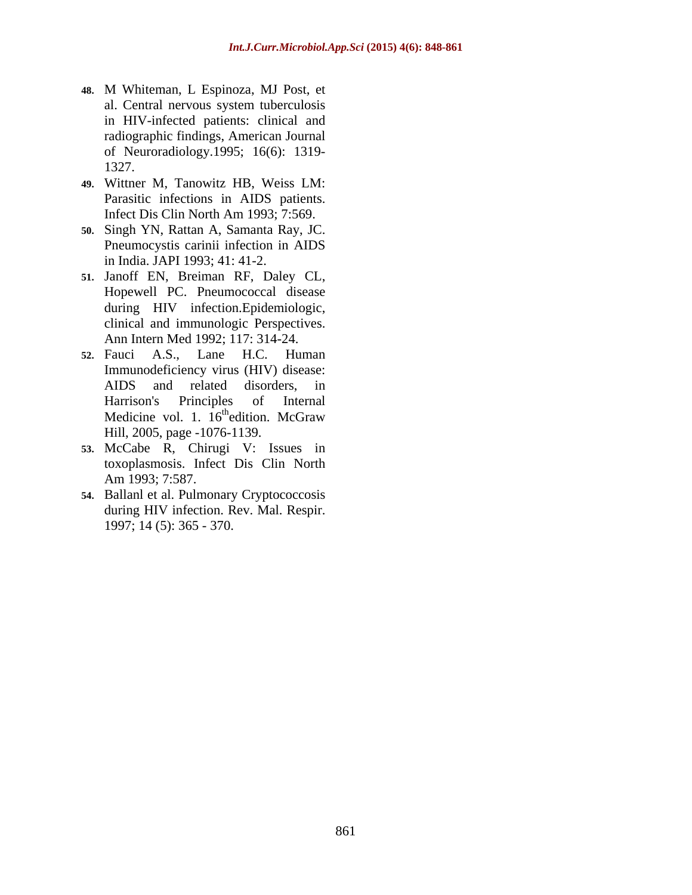48. M Whiteman, L Espinoza, MJ Post, et al. Central nervous system tuberculosis in HIV-infected patients: clinical and radiographic findings, American Journal of Neuroradiology.1995; 16(6): 1319-1327.
49. Wittner M, Tanowitz HB, Weiss LM: Parasitic infections in AIDS patients. Infect Dis Clin North Am 1993; 7:569.
50. Singh YN, Rattan A, Samanta Ray, JC. Pneumocystis carinii infection in AIDS in India. JAPI 1993; 41: 41-2.
51. Janoff EN, Breiman RF, Daley CL, Hopewell PC. Pneumococcal disease during HIV infection.Epidemiologic, clinical and immunologic Perspectives. Ann Intern Med 1992; 117: 314-24.
52. Fauci A.S., Lane H.C. Human Immunodeficiency virus (HIV) disease: AIDS and related disorders, in Harrison's Principles of Internal Medicine vol. 1. 16thedition. McGraw Hill, 2005, page -1076-1139.
53. McCabe R, Chirugi V: Issues in toxoplasmosis. Infect Dis Clin North Am 1993; 7:587.
54. Ballanl et al. Pulmonary Cryptococcosis during HIV infection. Rev. Mal. Respir. 1997; 14 (5): 365 - 370.